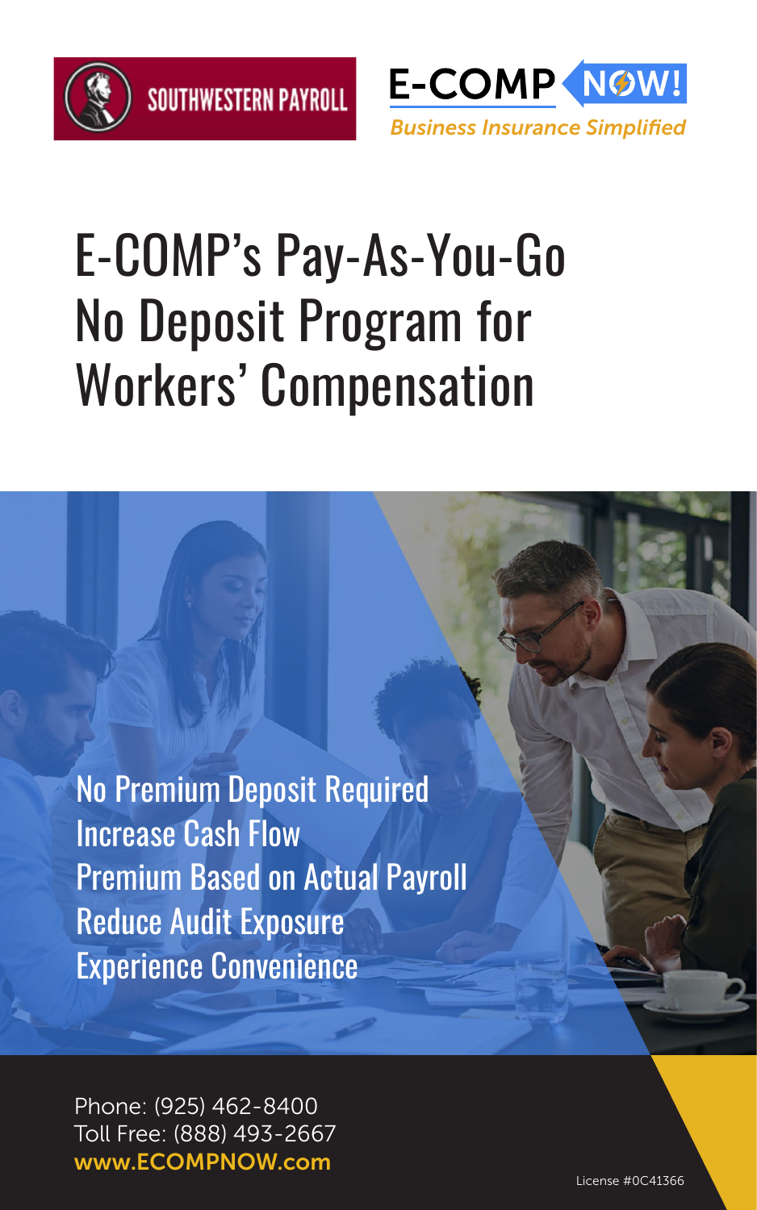SOUTHWESTERN PAYROLL

E-COMP NOW!

*Business Insurance Simplified*

# E-COMP's Pay-As-You-Go No Deposit Program for Workers' Compensation

- No Premium Deposit Required
- Increase Cash Flow
- Premium Based on Actual Payroll
- Reduce Audit Exposure
- Experience Convenience

Phone: (925) 462-8400
Toll Free: (888) 493-2667
**www.ECOMPNOW.com**

License #0C41366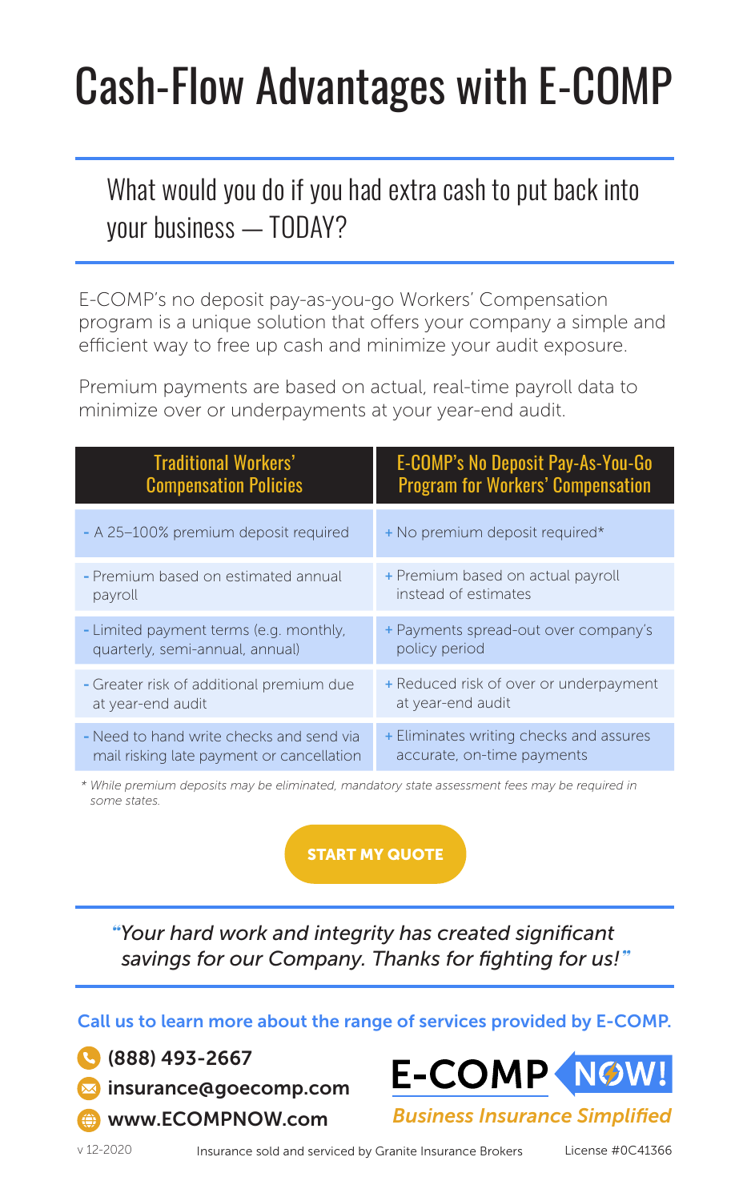# Cash-Flow Advantages with E-COMP

## What would you do if you had extra cash to put back into your business — TODAY?

E-COMP's no deposit pay-as-you-go Workers' Compensation program is a unique solution that offers your company a simple and efficient way to free up cash and minimize your audit exposure.

Premium payments are based on actual, real-time payroll data to minimize over or underpayments at your year-end audit.

| Traditional Workers' Compensation Policies | E-COMP's No Deposit Pay-As-You-Go Program for Workers' Compensation |
|---|---|
| - A 25–100% premium deposit required | + No premium deposit required* |
| - Premium based on estimated annual payroll | + Premium based on actual payroll instead of estimates |
| - Limited payment terms (e.g. monthly, quarterly, semi-annual, annual) | + Payments spread-out over company's policy period |
| - Greater risk of additional premium due at year-end audit | + Reduced risk of over or underpayment at year-end audit |
| - Need to hand write checks and send via mail risking late payment or cancellation | + Eliminates writing checks and assures accurate, on-time payments |

*\* While premium deposits may be eliminated, mandatory state assessment fees may be required in some states.*

**START MY QUOTE**

*"Your hard work and integrity has created significant savings for our Company. Thanks for fighting for us!"*

**Call us to learn more about the range of services provided by E-COMP.**

- **(888) 493-2667**
- **insurance@goecomp.com**
- **www.ECOMPNOW.com**

**E-COMP NOW!**

*Business Insurance Simplified*

v 12-2020 Insurance sold and serviced by Granite Insurance Brokers License #0C41366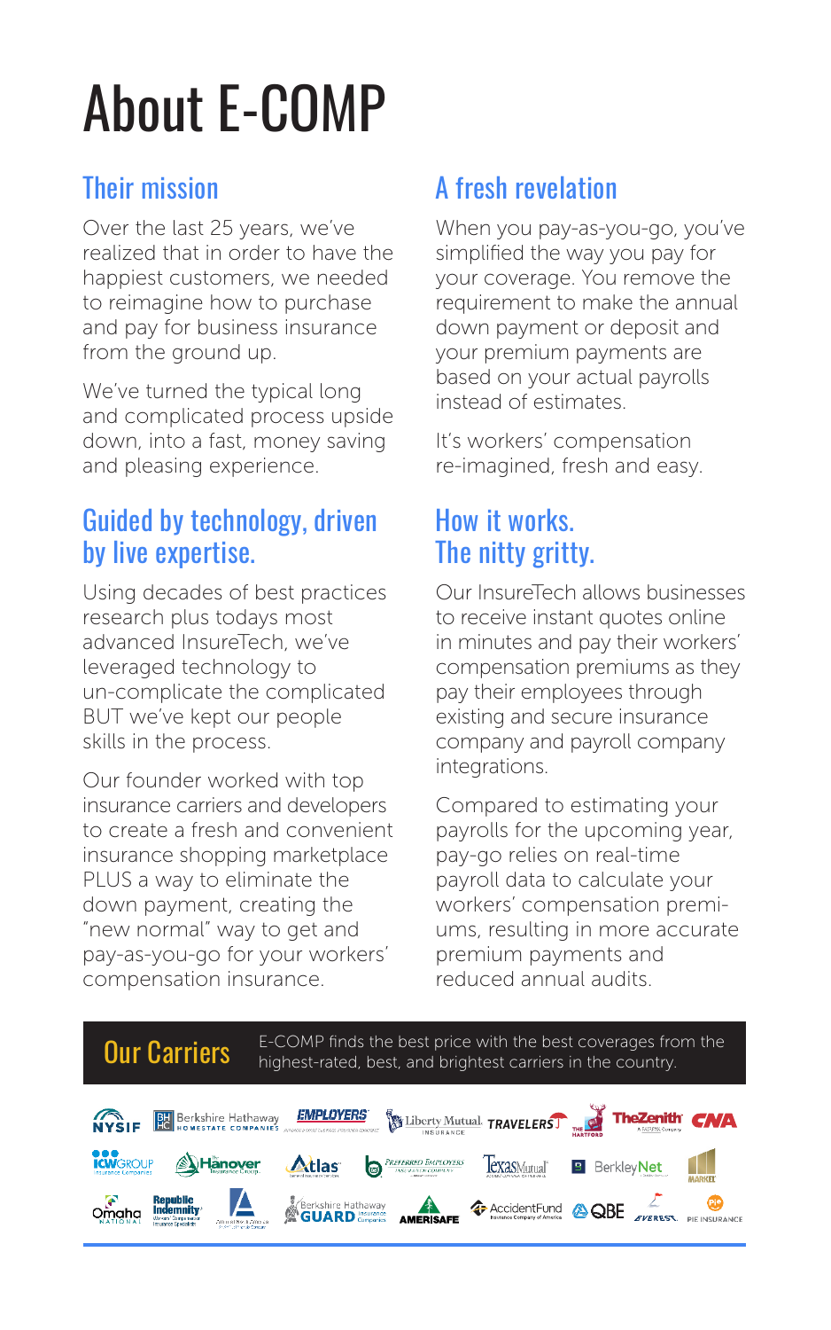# About E-COMP

## Their mission

Over the last 25 years, we've realized that in order to have the happiest customers, we needed to reimagine how to purchase and pay for business insurance from the ground up.

We've turned the typical long and complicated process upside down, into a fast, money saving and pleasing experience.

## Guided by technology, driven by live expertise.

Using decades of best practices research plus todays most advanced InsureTech, we've leveraged technology to un-complicate the complicated BUT we've kept our people skills in the process.

Our founder worked with top insurance carriers and developers to create a fresh and convenient insurance shopping marketplace PLUS a way to eliminate the down payment, creating the "new normal" way to get and pay-as-you-go for your workers' compensation insurance.

## A fresh revelation

When you pay-as-you-go, you've simplified the way you pay for your coverage. You remove the requirement to make the annual down payment or deposit and your premium payments are based on your actual payrolls instead of estimates.

It's workers' compensation re-imagined, fresh and easy.

## How it works. The nitty gritty.

Our InsureTech allows businesses to receive instant quotes online in minutes and pay their workers' compensation premiums as they pay their employees through existing and secure insurance company and payroll company integrations.

Compared to estimating your payrolls for the upcoming year, pay-go relies on real-time payroll data to calculate your workers' compensation premiums, resulting in more accurate premium payments and reduced annual audits.

## Our Carriers

E-COMP finds the best price with the best coverages from the highest-rated, best, and brightest carriers in the country.

NYSIF, Berkshire Hathaway Homestate Companies, EMPLOYERS, Liberty Mutual Insurance, TRAVELERS, The Hartford, TheZenith, CNA, ICW Group, Hanover Insurance Group, Atlas, Preferred Employers, Texas Mutual, BerkleyNet, Markel, Omaha National, Republic Indemnity, AmTrust, Berkshire Hathaway GUARD Insurance Companies, AMERISAFE, AccidentFund, QBE, Everest, PIE Insurance